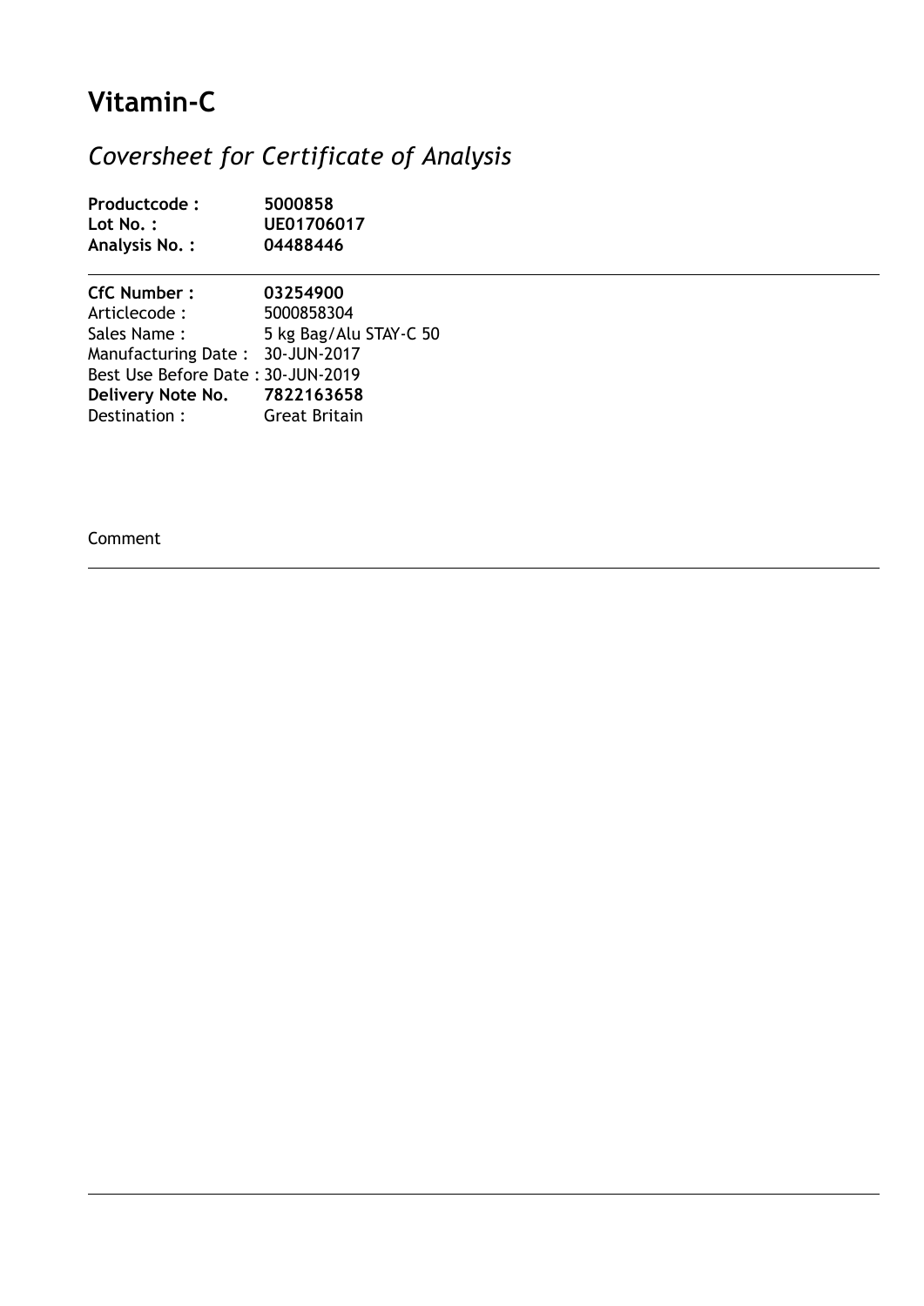# Vitamin-C

## *Coversheet for Certificate of Analysis*

**Productcode :** **5000858**
**Lot No. :** **UE01706017**
**Analysis No. :** **04488446**

---

**CfC Number :** **03254900**
Articlecode : 5000858304
Sales Name : 5 kg Bag/Alu STAY-C 50
Manufacturing Date : 30-JUN-2017
Best Use Before Date : 30-JUN-2019
**Delivery Note No.** **7822163658**
Destination : Great Britain

Comment

---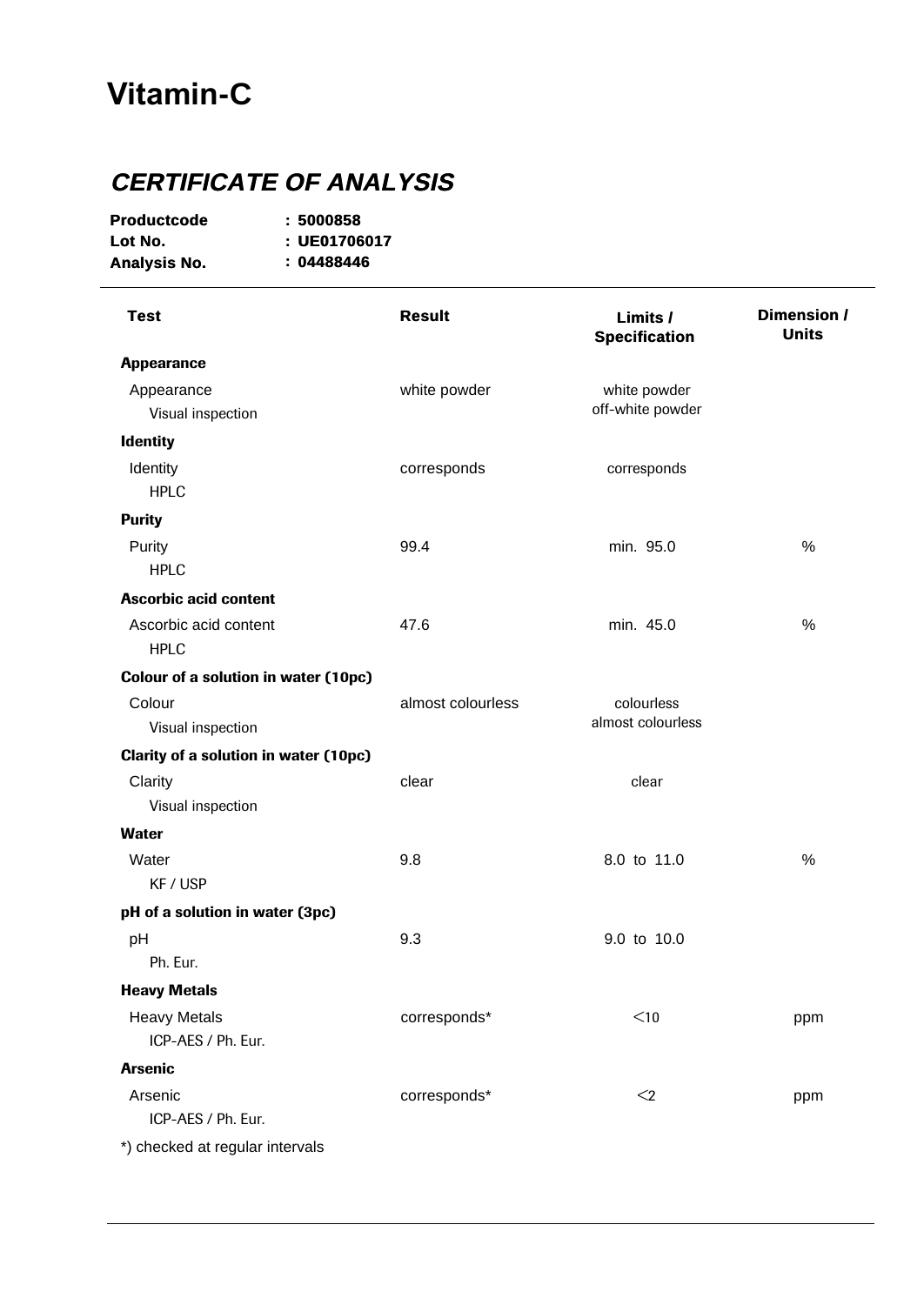# Vitamin-C

## *CERTIFICATE OF ANALYSIS*

**Productcode** : **5000858**
**Lot No.** : **UE01706017**
**Analysis No.** : **04488446**

| Test | Result | Limits / Specification | Dimension / Units |
|---|---|---|---|
| **Appearance** | | | |
| Appearance<br>Visual inspection | white powder | white powder<br>off-white powder | |
| **Identity** | | | |
| Identity<br>HPLC | corresponds | corresponds | |
| **Purity** | | | |
| Purity<br>HPLC | 99.4 | min. 95.0 | % |
| **Ascorbic acid content** | | | |
| Ascorbic acid content<br>HPLC | 47.6 | min. 45.0 | % |
| **Colour of a solution in water (10pc)** | | | |
| Colour<br>Visual inspection | almost colourless | colourless<br>almost colourless | |
| **Clarity of a solution in water (10pc)** | | | |
| Clarity<br>Visual inspection | clear | clear | |
| **Water** | | | |
| Water<br>KF / USP | 9.8 | 8.0 to 11.0 | % |
| **pH of a solution in water (3pc)** | | | |
| pH<br>Ph. Eur. | 9.3 | 9.0 to 10.0 | |
| **Heavy Metals** | | | |
| Heavy Metals<br>ICP-AES / Ph. Eur. | corresponds* | <10 | ppm |
| **Arsenic** | | | |
| Arsenic<br>ICP-AES / Ph. Eur. | corresponds* | <2 | ppm |

*) checked at regular intervals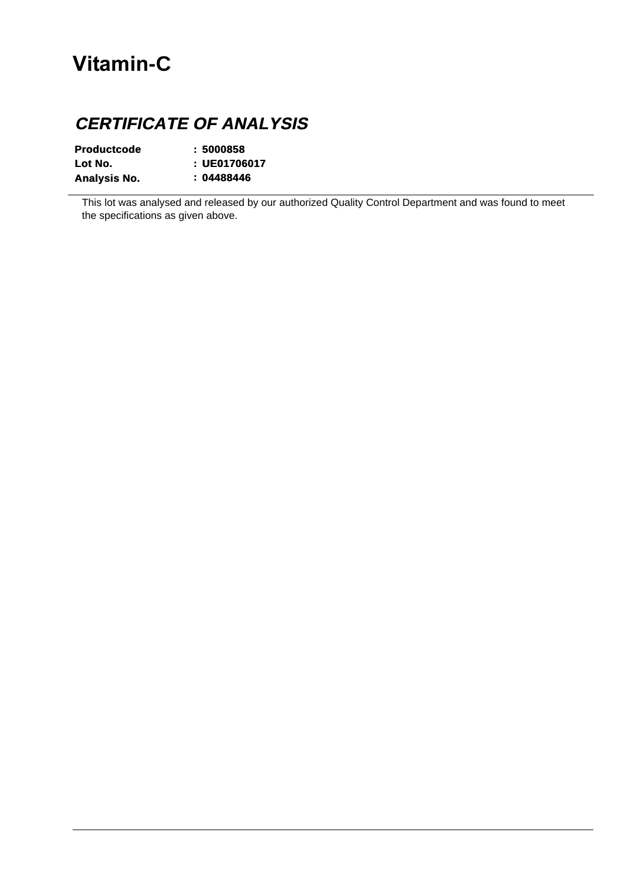# Vitamin-C

## *CERTIFICATE OF ANALYSIS*

| | |
|---|---|
| **Productcode** | **: 5000858** |
| **Lot No.** | **: UE01706017** |
| **Analysis No.** | **: 04488446** |

This lot was analysed and released by our authorized Quality Control Department and was found to meet the specifications as given above.